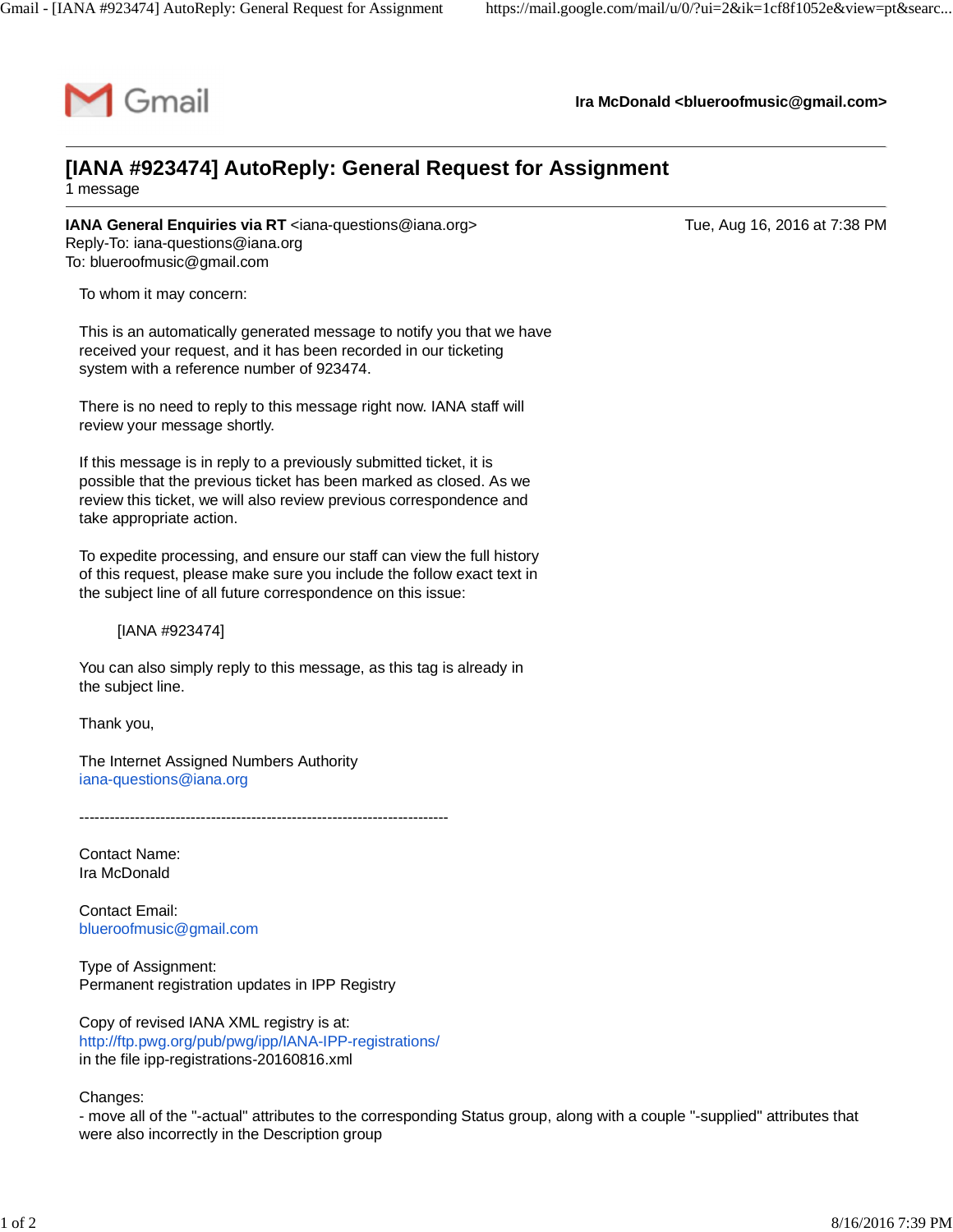Gmail

**Ira McDonald <blueroofmusic@gmail.com>**

---

# [IANA #923474] AutoReply: General Request for Assignment

1 message

---

**IANA General Enquiries via RT** <iana-questions@iana.org>
Reply-To: iana-questions@iana.org
To: blueroofmusic@gmail.com

Tue, Aug 16, 2016 at 7:38 PM

To whom it may concern:

This is an automatically generated message to notify you that we have received your request, and it has been recorded in our ticketing system with a reference number of 923474.

There is no need to reply to this message right now. IANA staff will review your message shortly.

If this message is in reply to a previously submitted ticket, it is possible that the previous ticket has been marked as closed. As we review this ticket, we will also review previous correspondence and take appropriate action.

To expedite processing, and ensure our staff can view the full history of this request, please make sure you include the follow exact text in the subject line of all future correspondence on this issue:

    [IANA #923474]

You can also simply reply to this message, as this tag is already in the subject line.

Thank you,

The Internet Assigned Numbers Authority
iana-questions@iana.org

-------------------------------------------------------------------------

Contact Name:
Ira McDonald

Contact Email:
blueroofmusic@gmail.com

Type of Assignment:
Permanent registration updates in IPP Registry

Copy of revised IANA XML registry is at:
http://ftp.pwg.org/pub/pwg/ipp/IANA-IPP-registrations/
in the file ipp-registrations-20160816.xml

Changes:
- move all of the "-actual" attributes to the corresponding Status group, along with a couple "-supplied" attributes that were also incorrectly in the Description group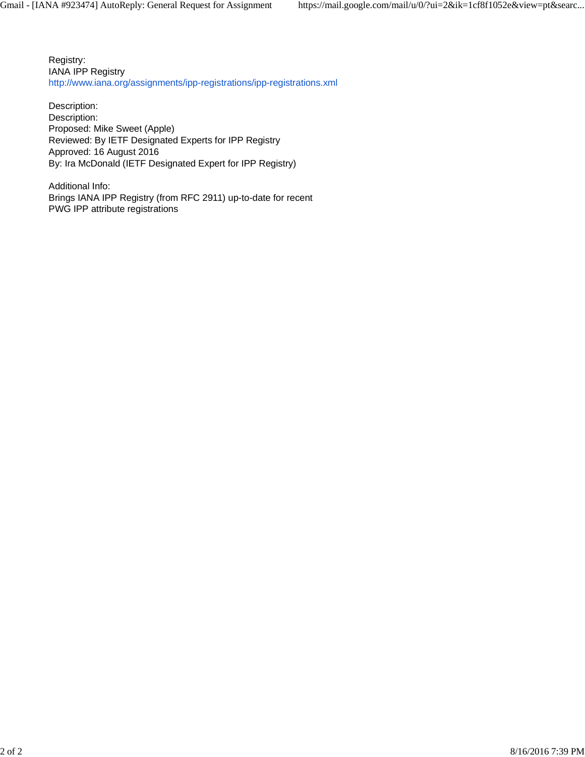Registry:
IANA IPP Registry
http://www.iana.org/assignments/ipp-registrations/ipp-registrations.xml

Description:
Description:
Proposed: Mike Sweet (Apple)
Reviewed: By IETF Designated Experts for IPP Registry
Approved: 16 August 2016
By: Ira McDonald (IETF Designated Expert for IPP Registry)

Additional Info:
Brings IANA IPP Registry (from RFC 2911) up-to-date for recent
PWG IPP attribute registrations